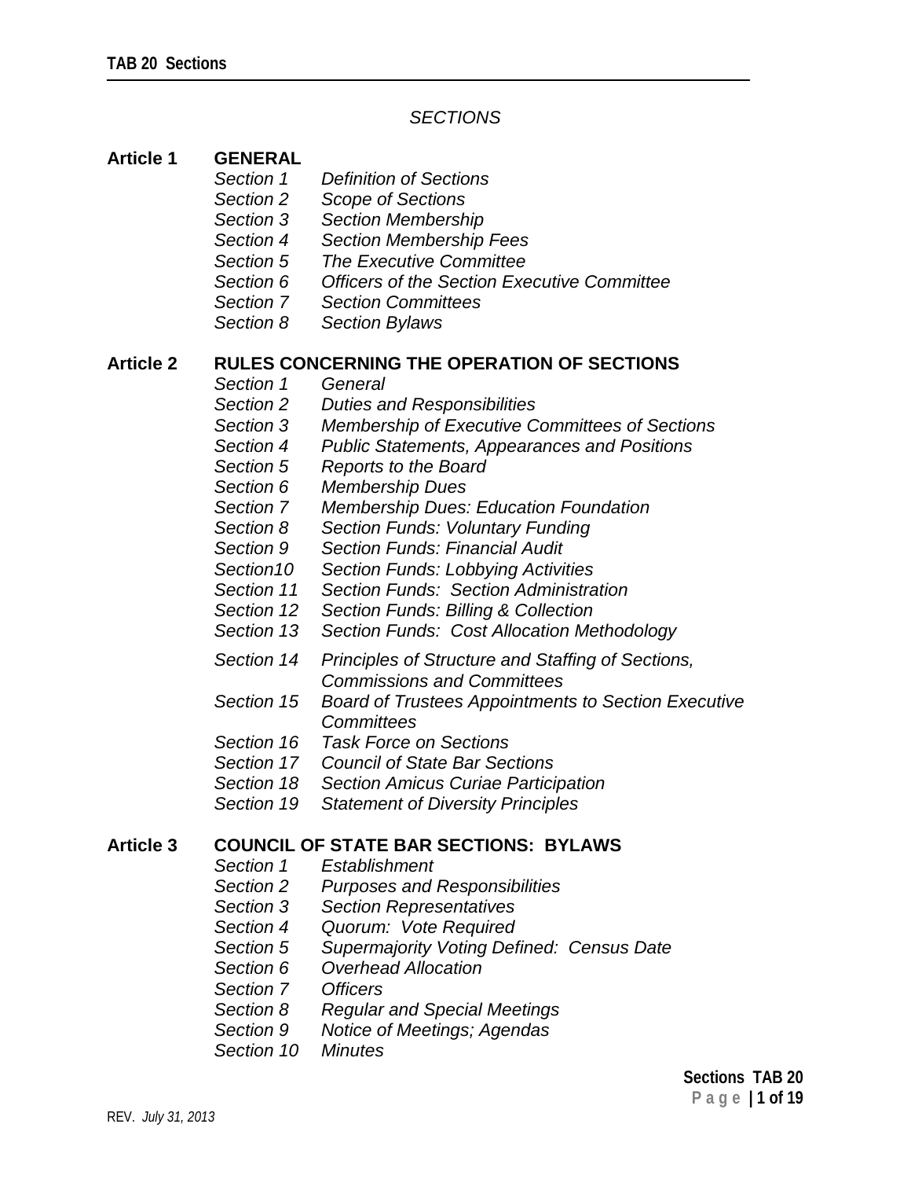*SECTIONS*

## Article 1 GENERAL

*Section 1 Definition of Sections*
*Section 2 Scope of Sections*
*Section 3 Section Membership*
*Section 4 Section Membership Fees*
*Section 5 The Executive Committee*
*Section 6 Officers of the Section Executive Committee*
*Section 7 Section Committees*
*Section 8 Section Bylaws*

## Article 2 RULES CONCERNING THE OPERATION OF SECTIONS

*Section 1 General*
*Section 2 Duties and Responsibilities*
*Section 3 Membership of Executive Committees of Sections*
*Section 4 Public Statements, Appearances and Positions*
*Section 5 Reports to the Board*
*Section 6 Membership Dues*
*Section 7 Membership Dues: Education Foundation*
*Section 8 Section Funds: Voluntary Funding*
*Section 9 Section Funds: Financial Audit*
*Section10 Section Funds: Lobbying Activities*
*Section 11 Section Funds: Section Administration*
*Section 12 Section Funds: Billing & Collection*
*Section 13 Section Funds: Cost Allocation Methodology*
*Section 14 Principles of Structure and Staffing of Sections, Commissions and Committees*
*Section 15 Board of Trustees Appointments to Section Executive Committees*
*Section 16 Task Force on Sections*
*Section 17 Council of State Bar Sections*
*Section 18 Section Amicus Curiae Participation*
*Section 19 Statement of Diversity Principles*

## Article 3 COUNCIL OF STATE BAR SECTIONS: BYLAWS

*Section 1 Establishment*
*Section 2 Purposes and Responsibilities*
*Section 3 Section Representatives*
*Section 4 Quorum: Vote Required*
*Section 5 Supermajority Voting Defined: Census Date*
*Section 6 Overhead Allocation*
*Section 7 Officers*
*Section 8 Regular and Special Meetings*
*Section 9 Notice of Meetings; Agendas*
*Section 10 Minutes*

REV. *July 31, 2013*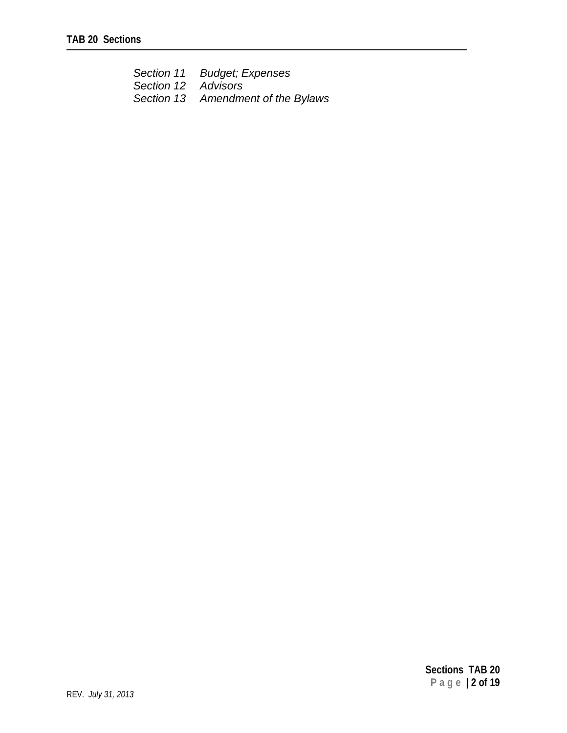*Section 11 Budget; Expenses*
*Section 12 Advisors*
*Section 13 Amendment of the Bylaws*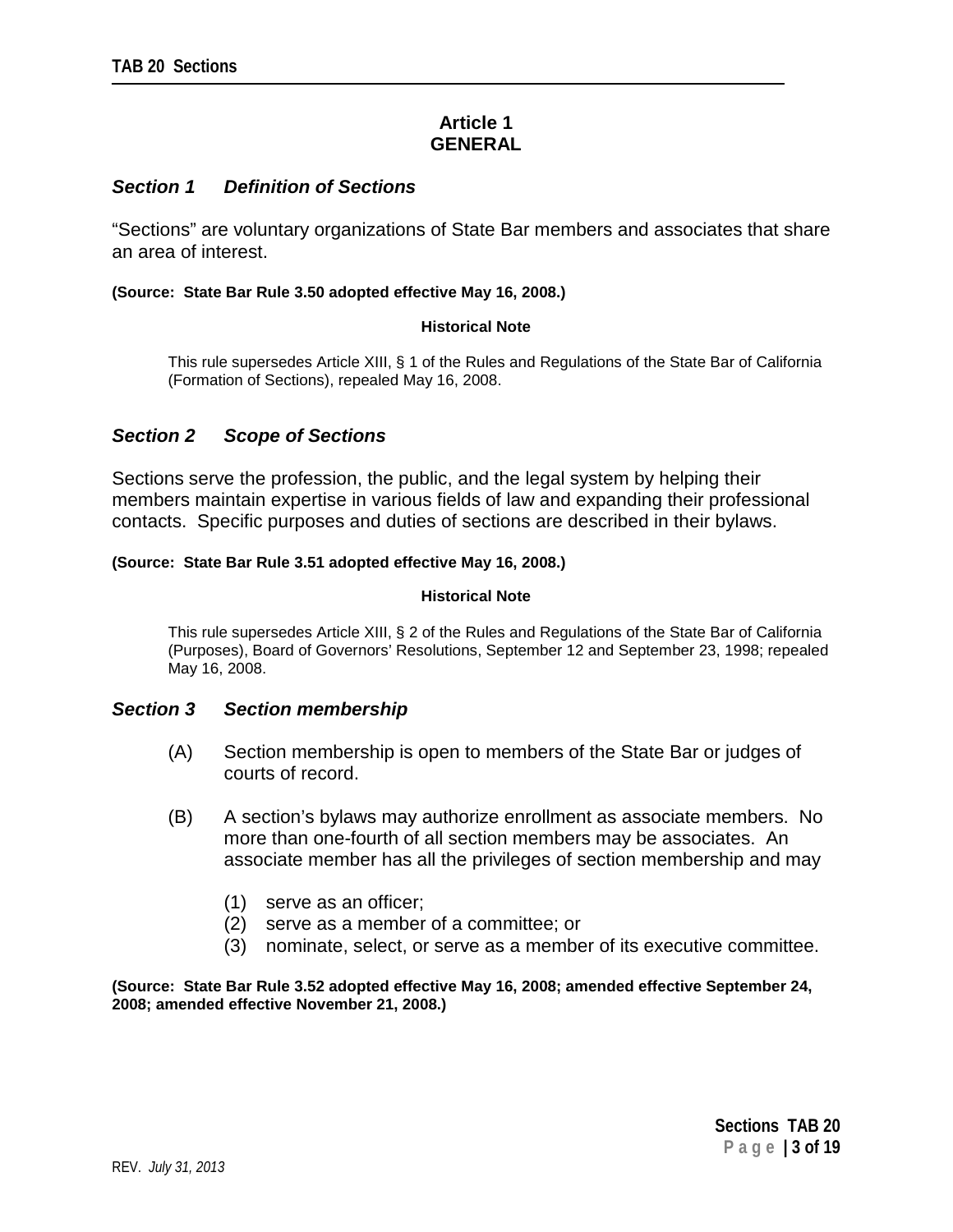## Article 1
## GENERAL

### *Section 1 Definition of Sections*

"Sections" are voluntary organizations of State Bar members and associates that share an area of interest.

**(Source: State Bar Rule 3.50 adopted effective May 16, 2008.)**

**Historical Note**

This rule supersedes Article XIII, § 1 of the Rules and Regulations of the State Bar of California (Formation of Sections), repealed May 16, 2008.

### *Section 2 Scope of Sections*

Sections serve the profession, the public, and the legal system by helping their members maintain expertise in various fields of law and expanding their professional contacts. Specific purposes and duties of sections are described in their bylaws.

**(Source: State Bar Rule 3.51 adopted effective May 16, 2008.)**

**Historical Note**

This rule supersedes Article XIII, § 2 of the Rules and Regulations of the State Bar of California (Purposes), Board of Governors' Resolutions, September 12 and September 23, 1998; repealed May 16, 2008.

### *Section 3 Section membership*

(A) Section membership is open to members of the State Bar or judges of courts of record.

(B) A section's bylaws may authorize enrollment as associate members. No more than one-fourth of all section members may be associates. An associate member has all the privileges of section membership and may

(1) serve as an officer;
(2) serve as a member of a committee; or
(3) nominate, select, or serve as a member of its executive committee.

**(Source: State Bar Rule 3.52 adopted effective May 16, 2008; amended effective September 24, 2008; amended effective November 21, 2008.)**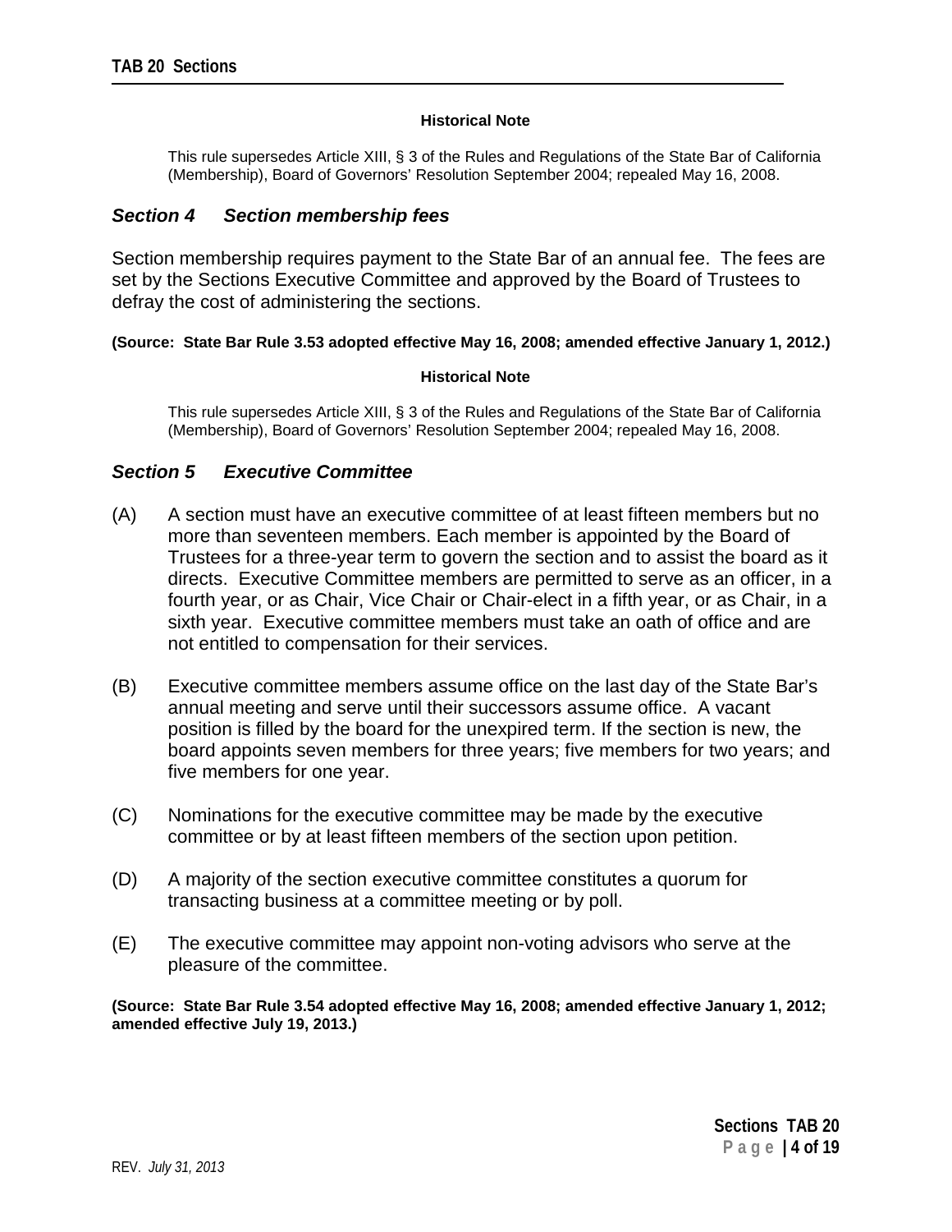**Historical Note**

This rule supersedes Article XIII, § 3 of the Rules and Regulations of the State Bar of California (Membership), Board of Governors' Resolution September 2004; repealed May 16, 2008.

### *Section 4 Section membership fees*

Section membership requires payment to the State Bar of an annual fee. The fees are set by the Sections Executive Committee and approved by the Board of Trustees to defray the cost of administering the sections.

**(Source: State Bar Rule 3.53 adopted effective May 16, 2008; amended effective January 1, 2012.)**

**Historical Note**

This rule supersedes Article XIII, § 3 of the Rules and Regulations of the State Bar of California (Membership), Board of Governors' Resolution September 2004; repealed May 16, 2008.

### *Section 5 Executive Committee*

(A) A section must have an executive committee of at least fifteen members but no more than seventeen members. Each member is appointed by the Board of Trustees for a three-year term to govern the section and to assist the board as it directs. Executive Committee members are permitted to serve as an officer, in a fourth year, or as Chair, Vice Chair or Chair-elect in a fifth year, or as Chair, in a sixth year. Executive committee members must take an oath of office and are not entitled to compensation for their services.

(B) Executive committee members assume office on the last day of the State Bar's annual meeting and serve until their successors assume office. A vacant position is filled by the board for the unexpired term. If the section is new, the board appoints seven members for three years; five members for two years; and five members for one year.

(C) Nominations for the executive committee may be made by the executive committee or by at least fifteen members of the section upon petition.

(D) A majority of the section executive committee constitutes a quorum for transacting business at a committee meeting or by poll.

(E) The executive committee may appoint non-voting advisors who serve at the pleasure of the committee.

**(Source: State Bar Rule 3.54 adopted effective May 16, 2008; amended effective January 1, 2012; amended effective July 19, 2013.)**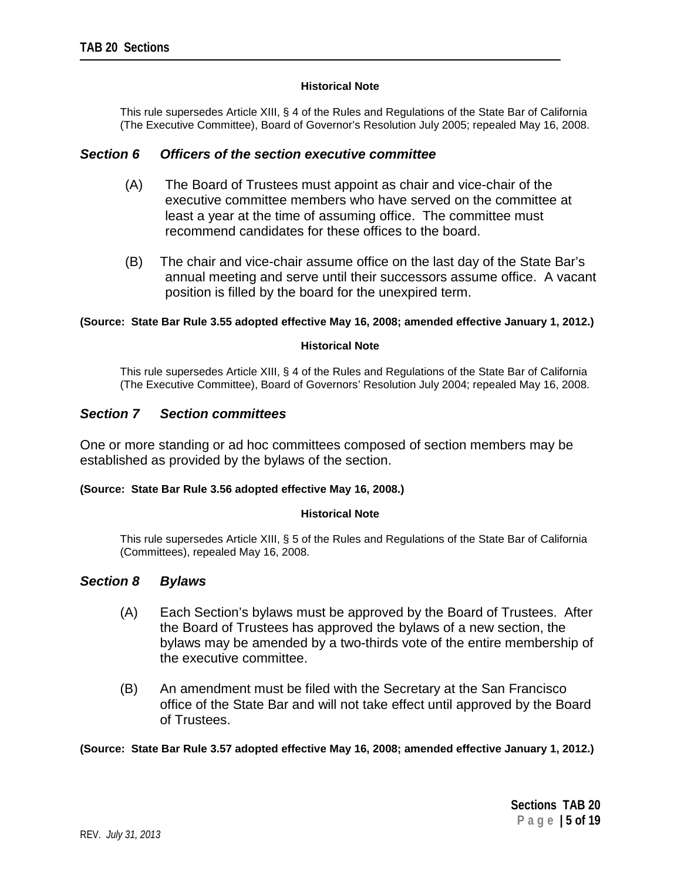**Historical Note**

This rule supersedes Article XIII, § 4 of the Rules and Regulations of the State Bar of California (The Executive Committee), Board of Governor's Resolution July 2005; repealed May 16, 2008.

## *Section 6 Officers of the section executive committee*

(A) The Board of Trustees must appoint as chair and vice-chair of the executive committee members who have served on the committee at least a year at the time of assuming office. The committee must recommend candidates for these offices to the board.

(B) The chair and vice-chair assume office on the last day of the State Bar's annual meeting and serve until their successors assume office. A vacant position is filled by the board for the unexpired term.

**(Source: State Bar Rule 3.55 adopted effective May 16, 2008; amended effective January 1, 2012.)**

**Historical Note**

This rule supersedes Article XIII, § 4 of the Rules and Regulations of the State Bar of California (The Executive Committee), Board of Governors' Resolution July 2004; repealed May 16, 2008.

## *Section 7 Section committees*

One or more standing or ad hoc committees composed of section members may be established as provided by the bylaws of the section.

**(Source: State Bar Rule 3.56 adopted effective May 16, 2008.)**

**Historical Note**

This rule supersedes Article XIII, § 5 of the Rules and Regulations of the State Bar of California (Committees), repealed May 16, 2008.

## *Section 8 Bylaws*

(A) Each Section's bylaws must be approved by the Board of Trustees. After the Board of Trustees has approved the bylaws of a new section, the bylaws may be amended by a two-thirds vote of the entire membership of the executive committee.

(B) An amendment must be filed with the Secretary at the San Francisco office of the State Bar and will not take effect until approved by the Board of Trustees.

**(Source: State Bar Rule 3.57 adopted effective May 16, 2008; amended effective January 1, 2012.)**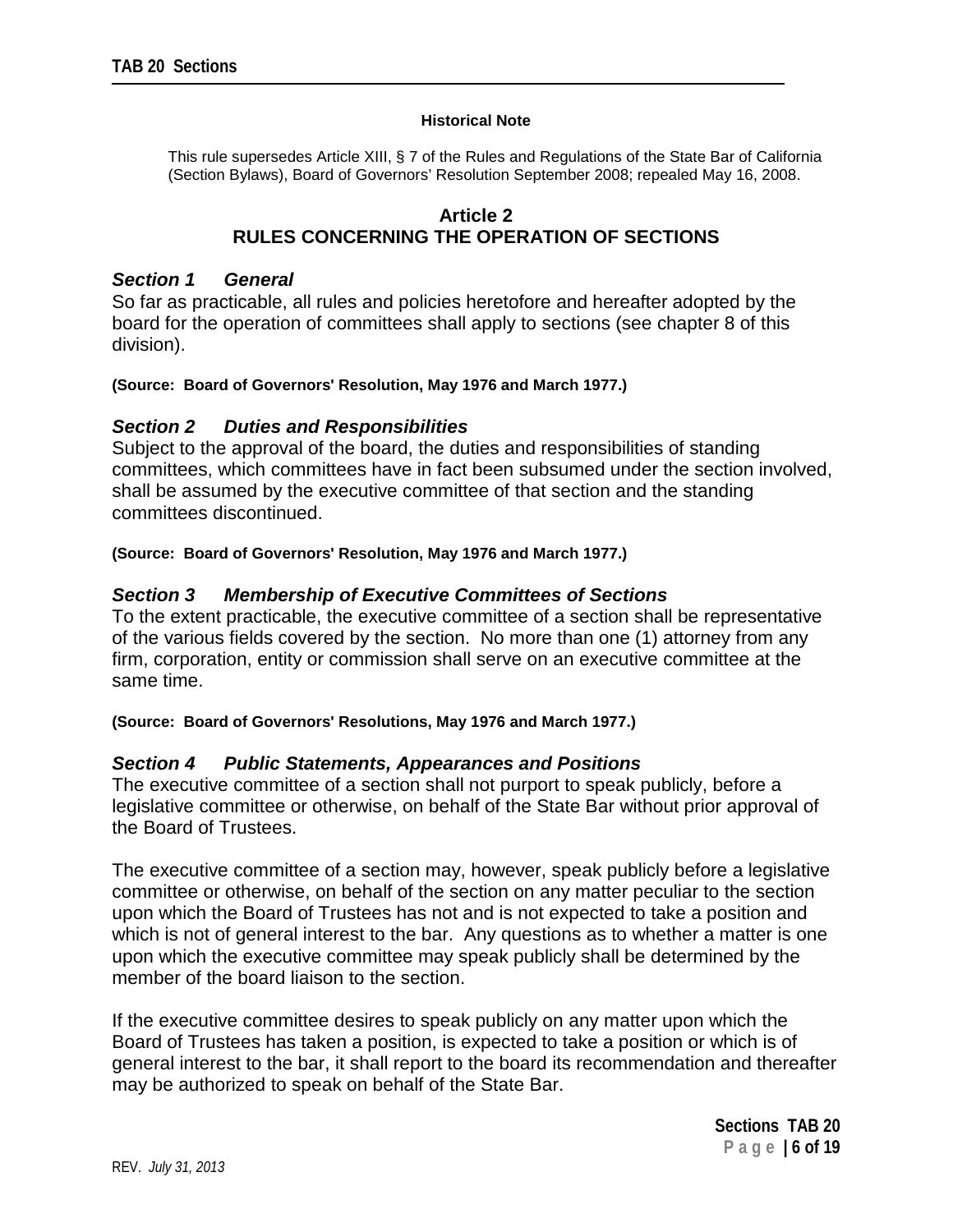**Historical Note**

This rule supersedes Article XIII, § 7 of the Rules and Regulations of the State Bar of California (Section Bylaws), Board of Governors' Resolution September 2008; repealed May 16, 2008.

## Article 2
## RULES CONCERNING THE OPERATION OF SECTIONS

### *Section 1 General*

So far as practicable, all rules and policies heretofore and hereafter adopted by the board for the operation of committees shall apply to sections (see chapter 8 of this division).

**(Source: Board of Governors' Resolution, May 1976 and March 1977.)**

### *Section 2 Duties and Responsibilities*

Subject to the approval of the board, the duties and responsibilities of standing committees, which committees have in fact been subsumed under the section involved, shall be assumed by the executive committee of that section and the standing committees discontinued.

**(Source: Board of Governors' Resolution, May 1976 and March 1977.)**

### *Section 3 Membership of Executive Committees of Sections*

To the extent practicable, the executive committee of a section shall be representative of the various fields covered by the section. No more than one (1) attorney from any firm, corporation, entity or commission shall serve on an executive committee at the same time.

**(Source: Board of Governors' Resolutions, May 1976 and March 1977.)**

### *Section 4 Public Statements, Appearances and Positions*

The executive committee of a section shall not purport to speak publicly, before a legislative committee or otherwise, on behalf of the State Bar without prior approval of the Board of Trustees.

The executive committee of a section may, however, speak publicly before a legislative committee or otherwise, on behalf of the section on any matter peculiar to the section upon which the Board of Trustees has not and is not expected to take a position and which is not of general interest to the bar. Any questions as to whether a matter is one upon which the executive committee may speak publicly shall be determined by the member of the board liaison to the section.

If the executive committee desires to speak publicly on any matter upon which the Board of Trustees has taken a position, is expected to take a position or which is of general interest to the bar, it shall report to the board its recommendation and thereafter may be authorized to speak on behalf of the State Bar.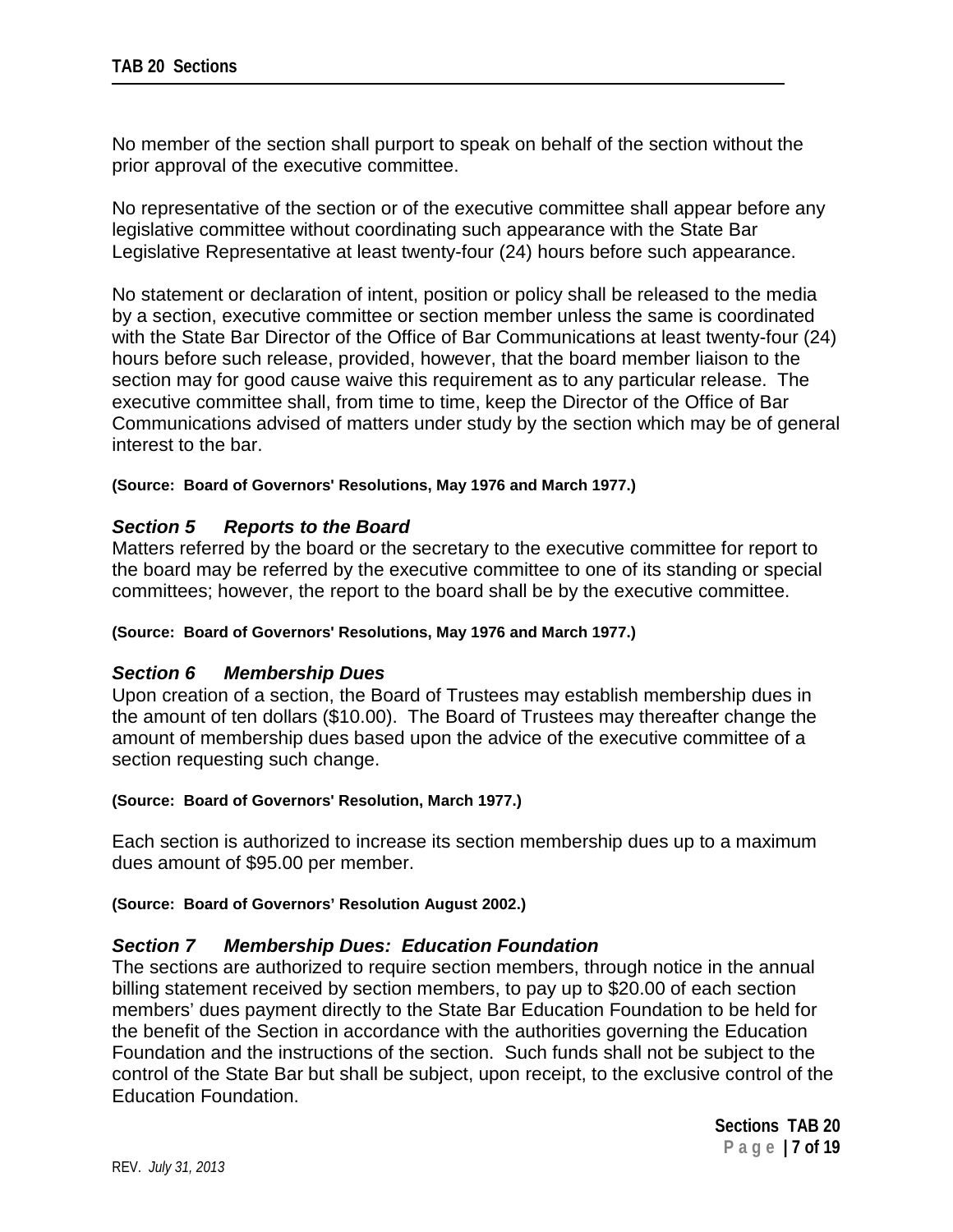No member of the section shall purport to speak on behalf of the section without the prior approval of the executive committee.

No representative of the section or of the executive committee shall appear before any legislative committee without coordinating such appearance with the State Bar Legislative Representative at least twenty-four (24) hours before such appearance.

No statement or declaration of intent, position or policy shall be released to the media by a section, executive committee or section member unless the same is coordinated with the State Bar Director of the Office of Bar Communications at least twenty-four (24) hours before such release, provided, however, that the board member liaison to the section may for good cause waive this requirement as to any particular release. The executive committee shall, from time to time, keep the Director of the Office of Bar Communications advised of matters under study by the section which may be of general interest to the bar.

**(Source: Board of Governors' Resolutions, May 1976 and March 1977.)**

### *Section 5 Reports to the Board*

Matters referred by the board or the secretary to the executive committee for report to the board may be referred by the executive committee to one of its standing or special committees; however, the report to the board shall be by the executive committee.

**(Source: Board of Governors' Resolutions, May 1976 and March 1977.)**

### *Section 6 Membership Dues*

Upon creation of a section, the Board of Trustees may establish membership dues in the amount of ten dollars ($10.00). The Board of Trustees may thereafter change the amount of membership dues based upon the advice of the executive committee of a section requesting such change.

**(Source: Board of Governors' Resolution, March 1977.)**

Each section is authorized to increase its section membership dues up to a maximum dues amount of $95.00 per member.

**(Source: Board of Governors' Resolution August 2002.)**

### *Section 7 Membership Dues: Education Foundation*

The sections are authorized to require section members, through notice in the annual billing statement received by section members, to pay up to $20.00 of each section members' dues payment directly to the State Bar Education Foundation to be held for the benefit of the Section in accordance with the authorities governing the Education Foundation and the instructions of the section. Such funds shall not be subject to the control of the State Bar but shall be subject, upon receipt, to the exclusive control of the Education Foundation.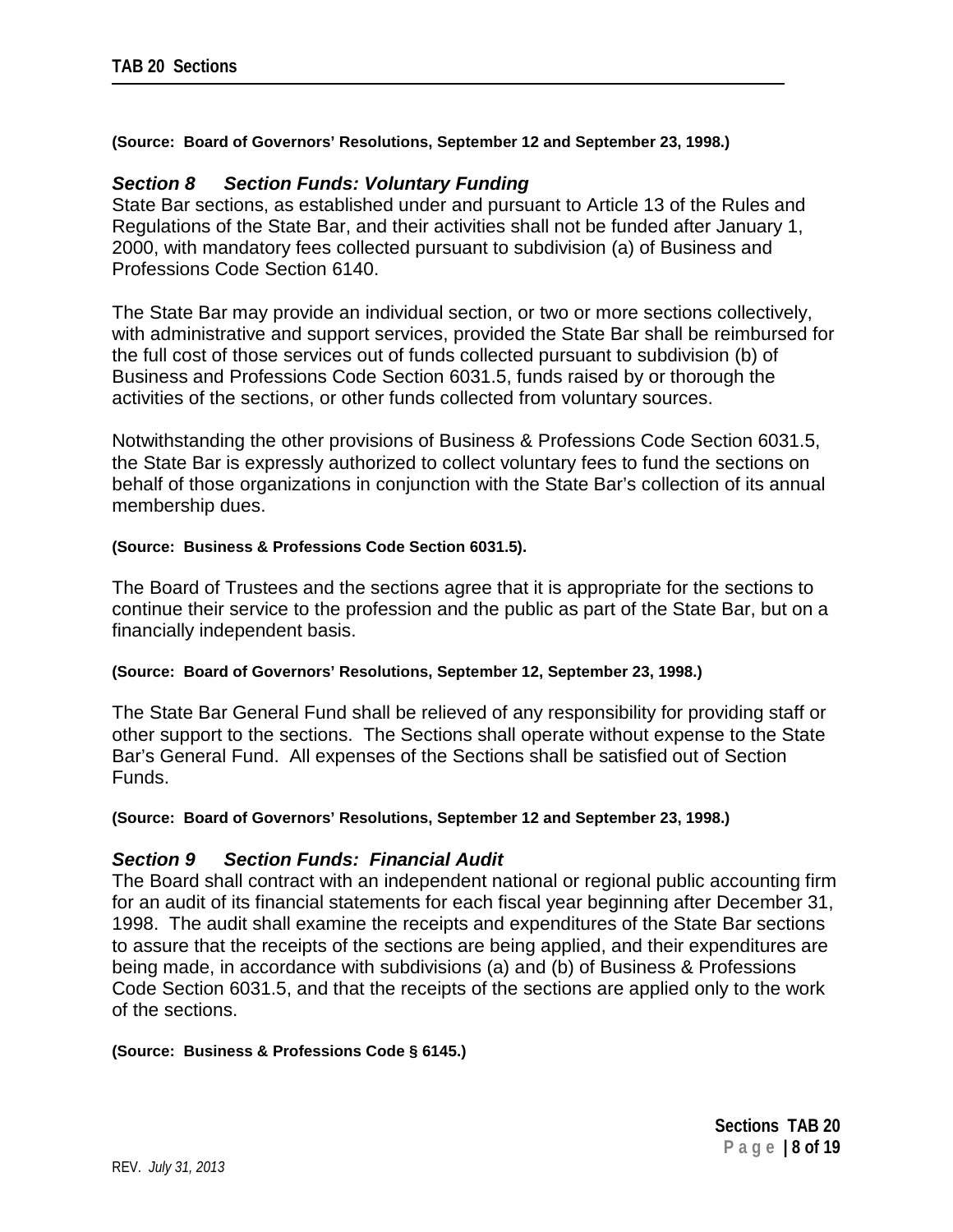**(Source: Board of Governors' Resolutions, September 12 and September 23, 1998.)**

### *Section 8 Section Funds: Voluntary Funding*

State Bar sections, as established under and pursuant to Article 13 of the Rules and Regulations of the State Bar, and their activities shall not be funded after January 1, 2000, with mandatory fees collected pursuant to subdivision (a) of Business and Professions Code Section 6140.

The State Bar may provide an individual section, or two or more sections collectively, with administrative and support services, provided the State Bar shall be reimbursed for the full cost of those services out of funds collected pursuant to subdivision (b) of Business and Professions Code Section 6031.5, funds raised by or thorough the activities of the sections, or other funds collected from voluntary sources.

Notwithstanding the other provisions of Business & Professions Code Section 6031.5, the State Bar is expressly authorized to collect voluntary fees to fund the sections on behalf of those organizations in conjunction with the State Bar's collection of its annual membership dues.

**(Source: Business & Professions Code Section 6031.5).**

The Board of Trustees and the sections agree that it is appropriate for the sections to continue their service to the profession and the public as part of the State Bar, but on a financially independent basis.

**(Source: Board of Governors' Resolutions, September 12, September 23, 1998.)**

The State Bar General Fund shall be relieved of any responsibility for providing staff or other support to the sections. The Sections shall operate without expense to the State Bar's General Fund. All expenses of the Sections shall be satisfied out of Section Funds.

**(Source: Board of Governors' Resolutions, September 12 and September 23, 1998.)**

### *Section 9 Section Funds: Financial Audit*

The Board shall contract with an independent national or regional public accounting firm for an audit of its financial statements for each fiscal year beginning after December 31, 1998. The audit shall examine the receipts and expenditures of the State Bar sections to assure that the receipts of the sections are being applied, and their expenditures are being made, in accordance with subdivisions (a) and (b) of Business & Professions Code Section 6031.5, and that the receipts of the sections are applied only to the work of the sections.

**(Source: Business & Professions Code § 6145.)**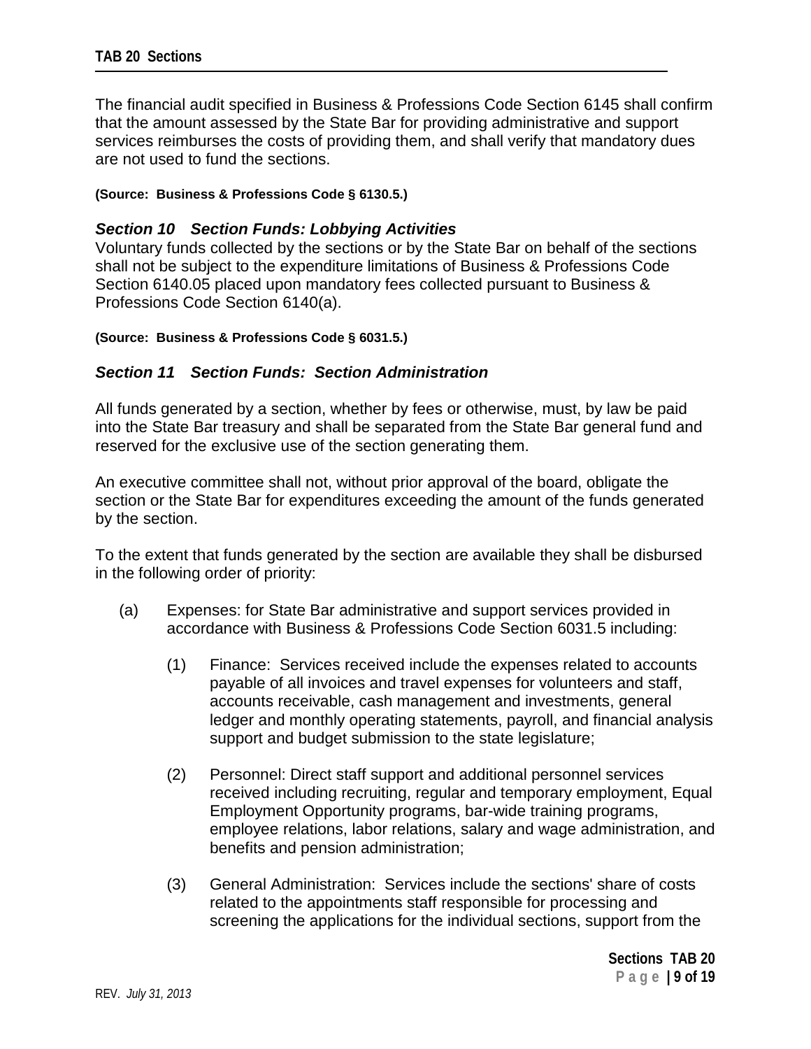The financial audit specified in Business & Professions Code Section 6145 shall confirm that the amount assessed by the State Bar for providing administrative and support services reimburses the costs of providing them, and shall verify that mandatory dues are not used to fund the sections.

**(Source: Business & Professions Code § 6130.5.)**

### *Section 10 Section Funds: Lobbying Activities*

Voluntary funds collected by the sections or by the State Bar on behalf of the sections shall not be subject to the expenditure limitations of Business & Professions Code Section 6140.05 placed upon mandatory fees collected pursuant to Business & Professions Code Section 6140(a).

**(Source: Business & Professions Code § 6031.5.)**

### *Section 11 Section Funds: Section Administration*

All funds generated by a section, whether by fees or otherwise, must, by law be paid into the State Bar treasury and shall be separated from the State Bar general fund and reserved for the exclusive use of the section generating them.

An executive committee shall not, without prior approval of the board, obligate the section or the State Bar for expenditures exceeding the amount of the funds generated by the section.

To the extent that funds generated by the section are available they shall be disbursed in the following order of priority:

(a) Expenses: for State Bar administrative and support services provided in accordance with Business & Professions Code Section 6031.5 including:

  (1) Finance: Services received include the expenses related to accounts payable of all invoices and travel expenses for volunteers and staff, accounts receivable, cash management and investments, general ledger and monthly operating statements, payroll, and financial analysis support and budget submission to the state legislature;

  (2) Personnel: Direct staff support and additional personnel services received including recruiting, regular and temporary employment, Equal Employment Opportunity programs, bar-wide training programs, employee relations, labor relations, salary and wage administration, and benefits and pension administration;

  (3) General Administration: Services include the sections' share of costs related to the appointments staff responsible for processing and screening the applications for the individual sections, support from the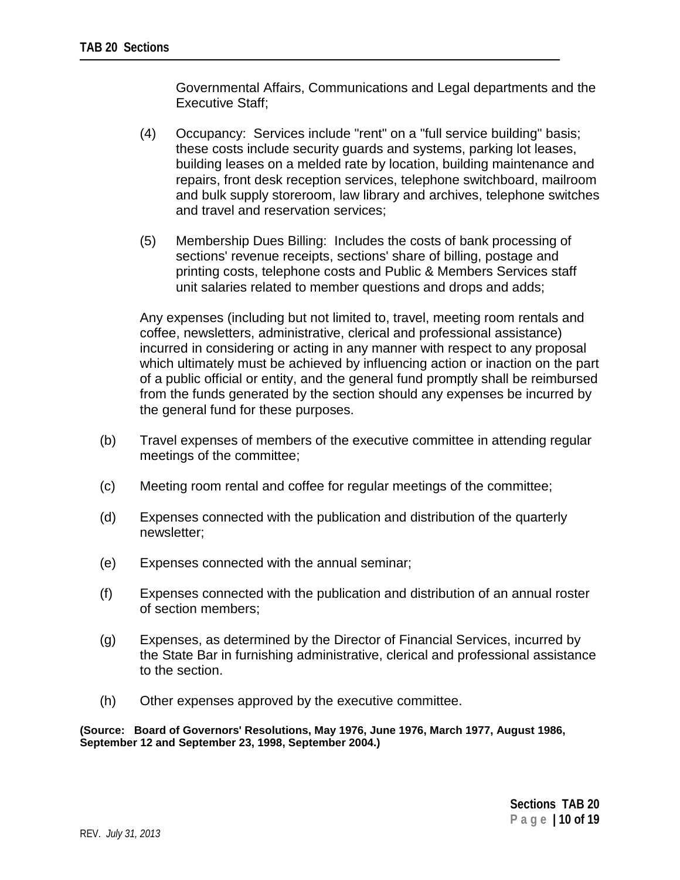Governmental Affairs, Communications and Legal departments and the Executive Staff;

(4) Occupancy: Services include "rent" on a "full service building" basis; these costs include security guards and systems, parking lot leases, building leases on a melded rate by location, building maintenance and repairs, front desk reception services, telephone switchboard, mailroom and bulk supply storeroom, law library and archives, telephone switches and travel and reservation services;

(5) Membership Dues Billing: Includes the costs of bank processing of sections' revenue receipts, sections' share of billing, postage and printing costs, telephone costs and Public & Members Services staff unit salaries related to member questions and drops and adds;

Any expenses (including but not limited to, travel, meeting room rentals and coffee, newsletters, administrative, clerical and professional assistance) incurred in considering or acting in any manner with respect to any proposal which ultimately must be achieved by influencing action or inaction on the part of a public official or entity, and the general fund promptly shall be reimbursed from the funds generated by the section should any expenses be incurred by the general fund for these purposes.

(b) Travel expenses of members of the executive committee in attending regular meetings of the committee;

(c) Meeting room rental and coffee for regular meetings of the committee;

(d) Expenses connected with the publication and distribution of the quarterly newsletter;

(e) Expenses connected with the annual seminar;

(f) Expenses connected with the publication and distribution of an annual roster of section members;

(g) Expenses, as determined by the Director of Financial Services, incurred by the State Bar in furnishing administrative, clerical and professional assistance to the section.

(h) Other expenses approved by the executive committee.

**(Source: Board of Governors' Resolutions, May 1976, June 1976, March 1977, August 1986, September 12 and September 23, 1998, September 2004.)**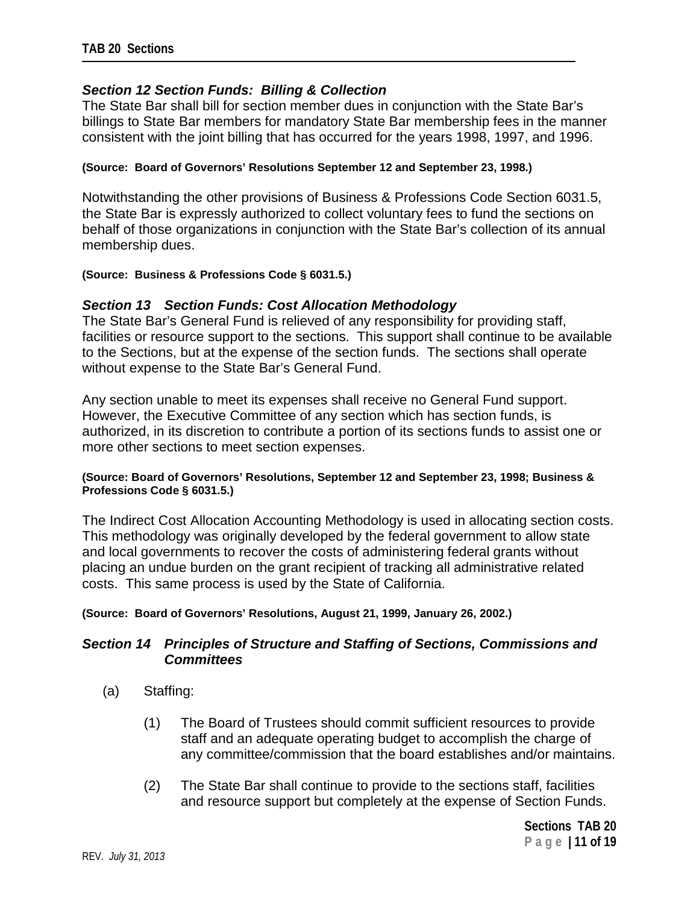### *Section 12 Section Funds: Billing & Collection*

The State Bar shall bill for section member dues in conjunction with the State Bar's billings to State Bar members for mandatory State Bar membership fees in the manner consistent with the joint billing that has occurred for the years 1998, 1997, and 1996.

**(Source: Board of Governors' Resolutions September 12 and September 23, 1998.)**

Notwithstanding the other provisions of Business & Professions Code Section 6031.5, the State Bar is expressly authorized to collect voluntary fees to fund the sections on behalf of those organizations in conjunction with the State Bar's collection of its annual membership dues.

**(Source: Business & Professions Code § 6031.5.)**

### *Section 13 Section Funds: Cost Allocation Methodology*

The State Bar's General Fund is relieved of any responsibility for providing staff, facilities or resource support to the sections. This support shall continue to be available to the Sections, but at the expense of the section funds. The sections shall operate without expense to the State Bar's General Fund.

Any section unable to meet its expenses shall receive no General Fund support. However, the Executive Committee of any section which has section funds, is authorized, in its discretion to contribute a portion of its sections funds to assist one or more other sections to meet section expenses.

**(Source: Board of Governors' Resolutions, September 12 and September 23, 1998; Business & Professions Code § 6031.5.)**

The Indirect Cost Allocation Accounting Methodology is used in allocating section costs. This methodology was originally developed by the federal government to allow state and local governments to recover the costs of administering federal grants without placing an undue burden on the grant recipient of tracking all administrative related costs. This same process is used by the State of California.

**(Source: Board of Governors' Resolutions, August 21, 1999, January 26, 2002.)**

### *Section 14 Principles of Structure and Staffing of Sections, Commissions and Committees*

(a) Staffing:

(1) The Board of Trustees should commit sufficient resources to provide staff and an adequate operating budget to accomplish the charge of any committee/commission that the board establishes and/or maintains.

(2) The State Bar shall continue to provide to the sections staff, facilities and resource support but completely at the expense of Section Funds.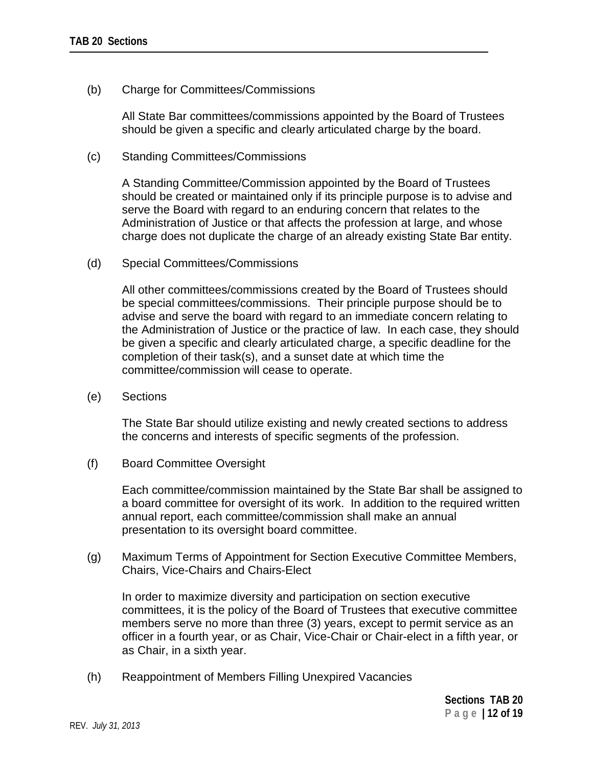(b) Charge for Committees/Commissions

All State Bar committees/commissions appointed by the Board of Trustees should be given a specific and clearly articulated charge by the board.

(c) Standing Committees/Commissions

A Standing Committee/Commission appointed by the Board of Trustees should be created or maintained only if its principle purpose is to advise and serve the Board with regard to an enduring concern that relates to the Administration of Justice or that affects the profession at large, and whose charge does not duplicate the charge of an already existing State Bar entity.

(d) Special Committees/Commissions

All other committees/commissions created by the Board of Trustees should be special committees/commissions. Their principle purpose should be to advise and serve the board with regard to an immediate concern relating to the Administration of Justice or the practice of law. In each case, they should be given a specific and clearly articulated charge, a specific deadline for the completion of their task(s), and a sunset date at which time the committee/commission will cease to operate.

(e) Sections

The State Bar should utilize existing and newly created sections to address the concerns and interests of specific segments of the profession.

(f) Board Committee Oversight

Each committee/commission maintained by the State Bar shall be assigned to a board committee for oversight of its work. In addition to the required written annual report, each committee/commission shall make an annual presentation to its oversight board committee.

(g) Maximum Terms of Appointment for Section Executive Committee Members, Chairs, Vice-Chairs and Chairs-Elect

In order to maximize diversity and participation on section executive committees, it is the policy of the Board of Trustees that executive committee members serve no more than three (3) years, except to permit service as an officer in a fourth year, or as Chair, Vice-Chair or Chair-elect in a fifth year, or as Chair, in a sixth year.

(h) Reappointment of Members Filling Unexpired Vacancies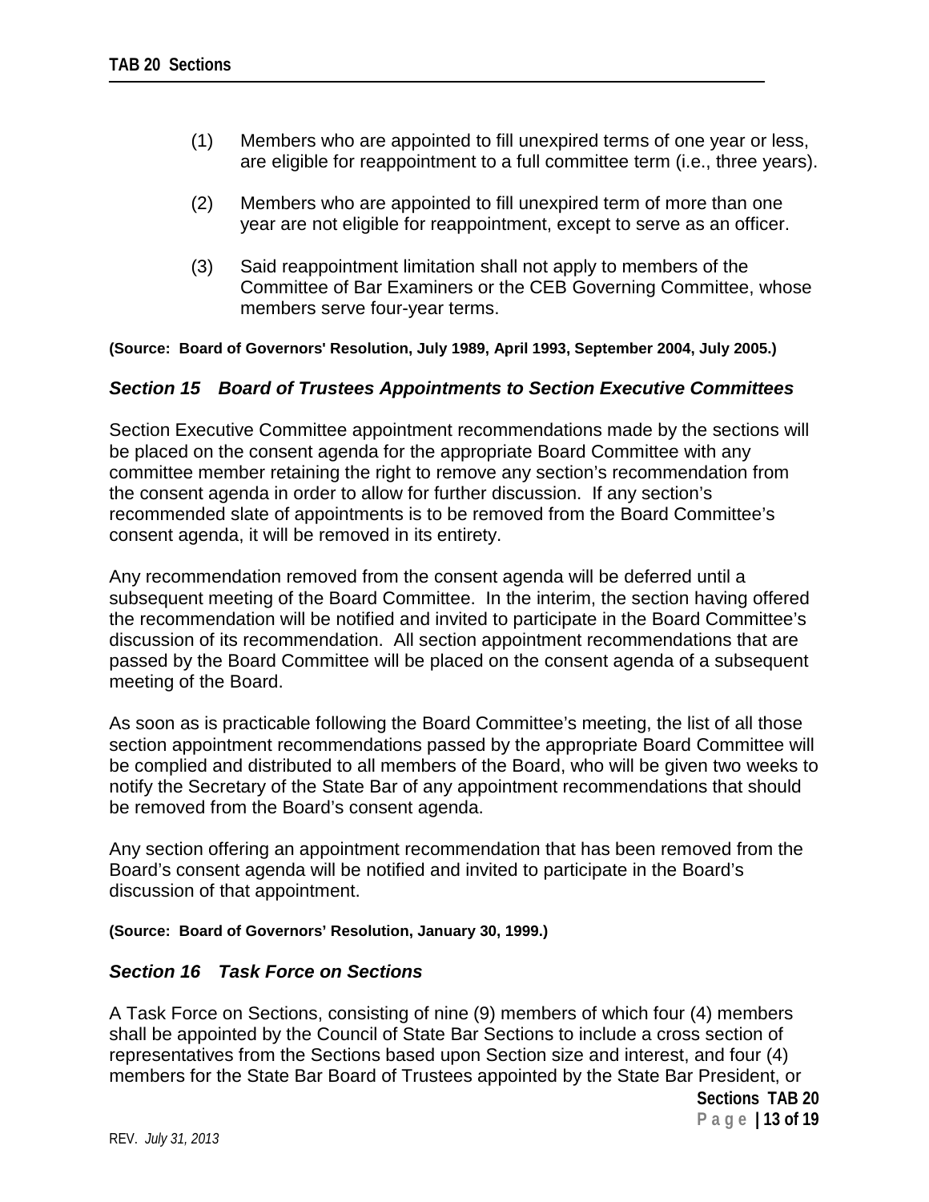(1) Members who are appointed to fill unexpired terms of one year or less, are eligible for reappointment to a full committee term (i.e., three years).

(2) Members who are appointed to fill unexpired term of more than one year are not eligible for reappointment, except to serve as an officer.

(3) Said reappointment limitation shall not apply to members of the Committee of Bar Examiners or the CEB Governing Committee, whose members serve four-year terms.

**(Source: Board of Governors' Resolution, July 1989, April 1993, September 2004, July 2005.)**

### *Section 15 Board of Trustees Appointments to Section Executive Committees*

Section Executive Committee appointment recommendations made by the sections will be placed on the consent agenda for the appropriate Board Committee with any committee member retaining the right to remove any section's recommendation from the consent agenda in order to allow for further discussion. If any section's recommended slate of appointments is to be removed from the Board Committee's consent agenda, it will be removed in its entirety.

Any recommendation removed from the consent agenda will be deferred until a subsequent meeting of the Board Committee. In the interim, the section having offered the recommendation will be notified and invited to participate in the Board Committee's discussion of its recommendation. All section appointment recommendations that are passed by the Board Committee will be placed on the consent agenda of a subsequent meeting of the Board.

As soon as is practicable following the Board Committee's meeting, the list of all those section appointment recommendations passed by the appropriate Board Committee will be complied and distributed to all members of the Board, who will be given two weeks to notify the Secretary of the State Bar of any appointment recommendations that should be removed from the Board's consent agenda.

Any section offering an appointment recommendation that has been removed from the Board's consent agenda will be notified and invited to participate in the Board's discussion of that appointment.

**(Source: Board of Governors' Resolution, January 30, 1999.)**

### *Section 16 Task Force on Sections*

A Task Force on Sections, consisting of nine (9) members of which four (4) members shall be appointed by the Council of State Bar Sections to include a cross section of representatives from the Sections based upon Section size and interest, and four (4) members for the State Bar Board of Trustees appointed by the State Bar President, or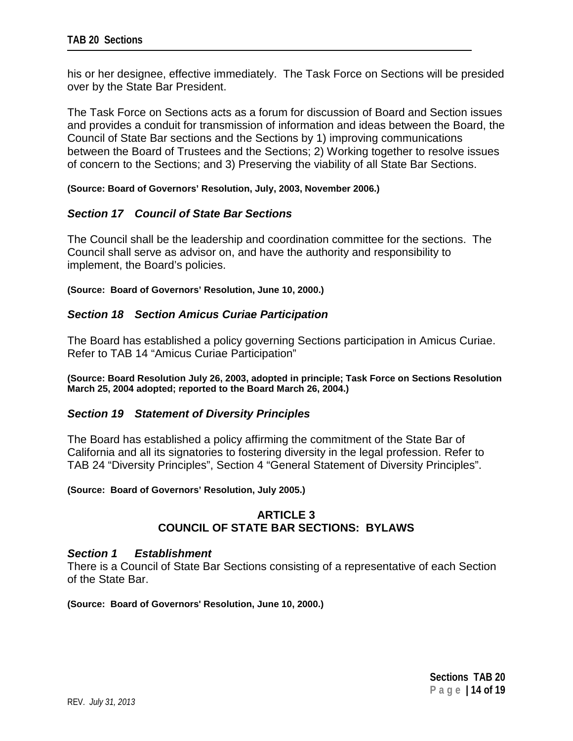his or her designee, effective immediately. The Task Force on Sections will be presided over by the State Bar President.

The Task Force on Sections acts as a forum for discussion of Board and Section issues and provides a conduit for transmission of information and ideas between the Board, the Council of State Bar sections and the Sections by 1) improving communications between the Board of Trustees and the Sections; 2) Working together to resolve issues of concern to the Sections; and 3) Preserving the viability of all State Bar Sections.

**(Source: Board of Governors' Resolution, July, 2003, November 2006.)**

### *Section 17 Council of State Bar Sections*

The Council shall be the leadership and coordination committee for the sections. The Council shall serve as advisor on, and have the authority and responsibility to implement, the Board's policies.

**(Source: Board of Governors' Resolution, June 10, 2000.)**

### *Section 18 Section Amicus Curiae Participation*

The Board has established a policy governing Sections participation in Amicus Curiae. Refer to TAB 14 "Amicus Curiae Participation"

**(Source: Board Resolution July 26, 2003, adopted in principle; Task Force on Sections Resolution March 25, 2004 adopted; reported to the Board March 26, 2004.)**

### *Section 19 Statement of Diversity Principles*

The Board has established a policy affirming the commitment of the State Bar of California and all its signatories to fostering diversity in the legal profession. Refer to TAB 24 "Diversity Principles", Section 4 "General Statement of Diversity Principles".

**(Source: Board of Governors' Resolution, July 2005.)**

## ARTICLE 3
## COUNCIL OF STATE BAR SECTIONS: BYLAWS

### *Section 1 Establishment*

There is a Council of State Bar Sections consisting of a representative of each Section of the State Bar.

**(Source: Board of Governors' Resolution, June 10, 2000.)**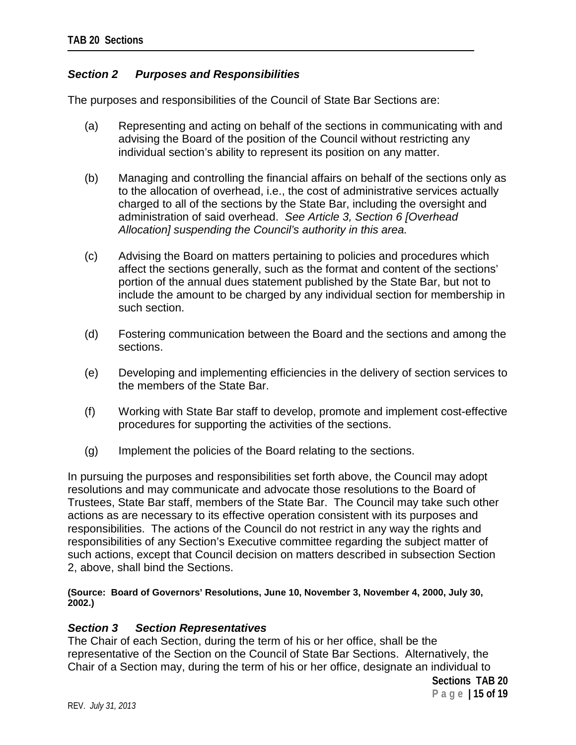### *Section 2 Purposes and Responsibilities*

The purposes and responsibilities of the Council of State Bar Sections are:

(a) Representing and acting on behalf of the sections in communicating with and advising the Board of the position of the Council without restricting any individual section's ability to represent its position on any matter.

(b) Managing and controlling the financial affairs on behalf of the sections only as to the allocation of overhead, i.e., the cost of administrative services actually charged to all of the sections by the State Bar, including the oversight and administration of said overhead. *See Article 3, Section 6 [Overhead Allocation] suspending the Council's authority in this area.*

(c) Advising the Board on matters pertaining to policies and procedures which affect the sections generally, such as the format and content of the sections' portion of the annual dues statement published by the State Bar, but not to include the amount to be charged by any individual section for membership in such section.

(d) Fostering communication between the Board and the sections and among the sections.

(e) Developing and implementing efficiencies in the delivery of section services to the members of the State Bar.

(f) Working with State Bar staff to develop, promote and implement cost-effective procedures for supporting the activities of the sections.

(g) Implement the policies of the Board relating to the sections.

In pursuing the purposes and responsibilities set forth above, the Council may adopt resolutions and may communicate and advocate those resolutions to the Board of Trustees, State Bar staff, members of the State Bar. The Council may take such other actions as are necessary to its effective operation consistent with its purposes and responsibilities. The actions of the Council do not restrict in any way the rights and responsibilities of any Section's Executive committee regarding the subject matter of such actions, except that Council decision on matters described in subsection Section 2, above, shall bind the Sections.

**(Source: Board of Governors' Resolutions, June 10, November 3, November 4, 2000, July 30, 2002.)**

### *Section 3 Section Representatives*

The Chair of each Section, during the term of his or her office, shall be the representative of the Section on the Council of State Bar Sections. Alternatively, the Chair of a Section may, during the term of his or her office, designate an individual to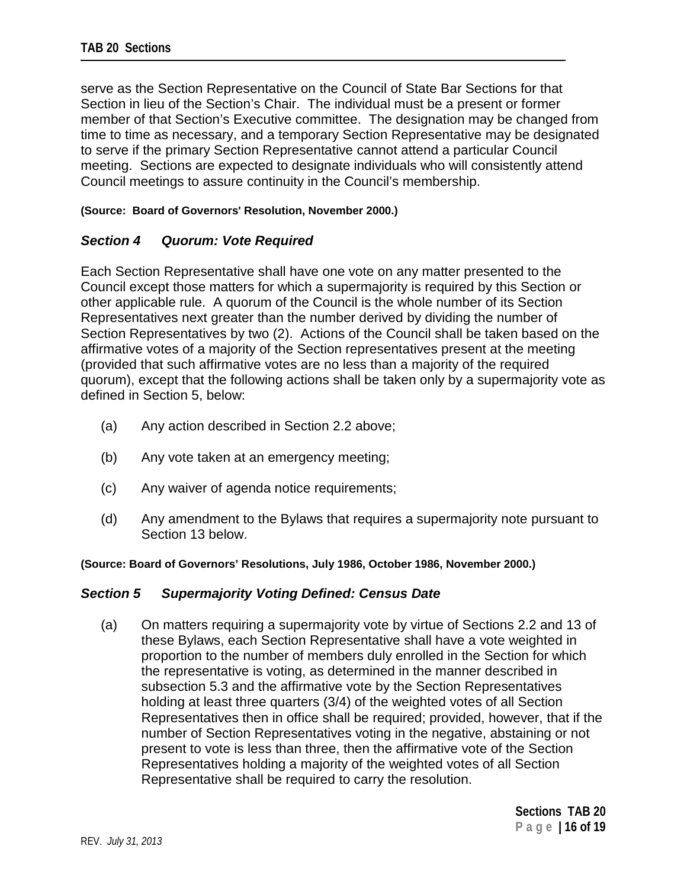serve as the Section Representative on the Council of State Bar Sections for that Section in lieu of the Section's Chair. The individual must be a present or former member of that Section's Executive committee. The designation may be changed from time to time as necessary, and a temporary Section Representative may be designated to serve if the primary Section Representative cannot attend a particular Council meeting. Sections are expected to designate individuals who will consistently attend Council meetings to assure continuity in the Council's membership.

**(Source: Board of Governors' Resolution, November 2000.)**

### *Section 4 Quorum: Vote Required*

Each Section Representative shall have one vote on any matter presented to the Council except those matters for which a supermajority is required by this Section or other applicable rule. A quorum of the Council is the whole number of its Section Representatives next greater than the number derived by dividing the number of Section Representatives by two (2). Actions of the Council shall be taken based on the affirmative votes of a majority of the Section representatives present at the meeting (provided that such affirmative votes are no less than a majority of the required quorum), except that the following actions shall be taken only by a supermajority vote as defined in Section 5, below:

(a) Any action described in Section 2.2 above;

(b) Any vote taken at an emergency meeting;

(c) Any waiver of agenda notice requirements;

(d) Any amendment to the Bylaws that requires a supermajority note pursuant to Section 13 below.

**(Source: Board of Governors' Resolutions, July 1986, October 1986, November 2000.)**

### *Section 5 Supermajority Voting Defined: Census Date*

(a) On matters requiring a supermajority vote by virtue of Sections 2.2 and 13 of these Bylaws, each Section Representative shall have a vote weighted in proportion to the number of members duly enrolled in the Section for which the representative is voting, as determined in the manner described in subsection 5.3 and the affirmative vote by the Section Representatives holding at least three quarters (3/4) of the weighted votes of all Section Representatives then in office shall be required; provided, however, that if the number of Section Representatives voting in the negative, abstaining or not present to vote is less than three, then the affirmative vote of the Section Representatives holding a majority of the weighted votes of all Section Representative shall be required to carry the resolution.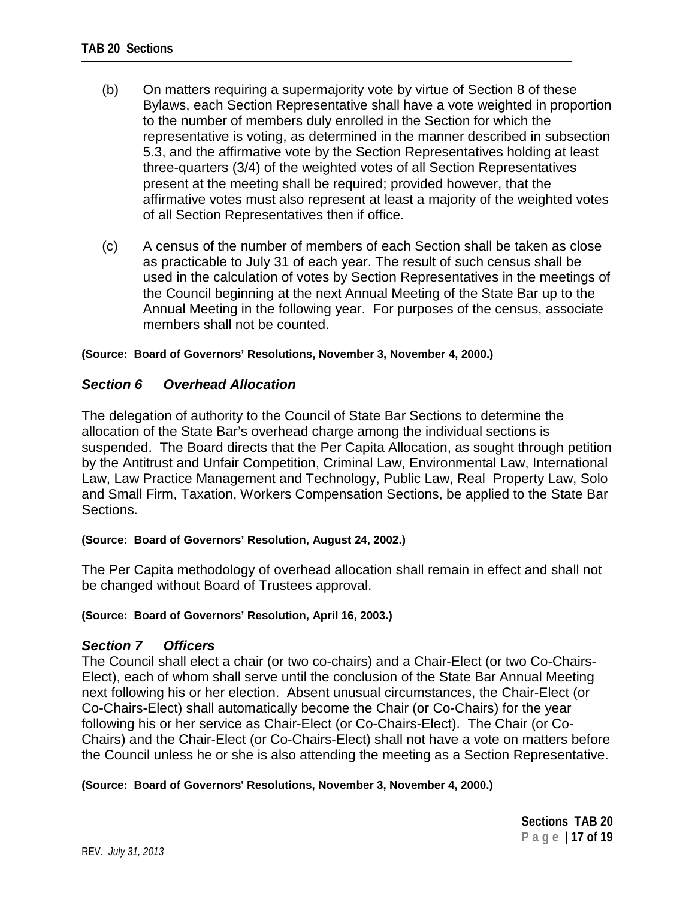(b) On matters requiring a supermajority vote by virtue of Section 8 of these Bylaws, each Section Representative shall have a vote weighted in proportion to the number of members duly enrolled in the Section for which the representative is voting, as determined in the manner described in subsection 5.3, and the affirmative vote by the Section Representatives holding at least three-quarters (3/4) of the weighted votes of all Section Representatives present at the meeting shall be required; provided however, that the affirmative votes must also represent at least a majority of the weighted votes of all Section Representatives then if office.

(c) A census of the number of members of each Section shall be taken as close as practicable to July 31 of each year. The result of such census shall be used in the calculation of votes by Section Representatives in the meetings of the Council beginning at the next Annual Meeting of the State Bar up to the Annual Meeting in the following year. For purposes of the census, associate members shall not be counted.

**(Source: Board of Governors' Resolutions, November 3, November 4, 2000.)**

### *Section 6 Overhead Allocation*

The delegation of authority to the Council of State Bar Sections to determine the allocation of the State Bar's overhead charge among the individual sections is suspended. The Board directs that the Per Capita Allocation, as sought through petition by the Antitrust and Unfair Competition, Criminal Law, Environmental Law, International Law, Law Practice Management and Technology, Public Law, Real Property Law, Solo and Small Firm, Taxation, Workers Compensation Sections, be applied to the State Bar Sections.

**(Source: Board of Governors' Resolution, August 24, 2002.)**

The Per Capita methodology of overhead allocation shall remain in effect and shall not be changed without Board of Trustees approval.

**(Source: Board of Governors' Resolution, April 16, 2003.)**

### *Section 7 Officers*

The Council shall elect a chair (or two co-chairs) and a Chair-Elect (or two Co-Chairs-Elect), each of whom shall serve until the conclusion of the State Bar Annual Meeting next following his or her election. Absent unusual circumstances, the Chair-Elect (or Co-Chairs-Elect) shall automatically become the Chair (or Co-Chairs) for the year following his or her service as Chair-Elect (or Co-Chairs-Elect). The Chair (or Co-Chairs) and the Chair-Elect (or Co-Chairs-Elect) shall not have a vote on matters before the Council unless he or she is also attending the meeting as a Section Representative.

**(Source: Board of Governors' Resolutions, November 3, November 4, 2000.)**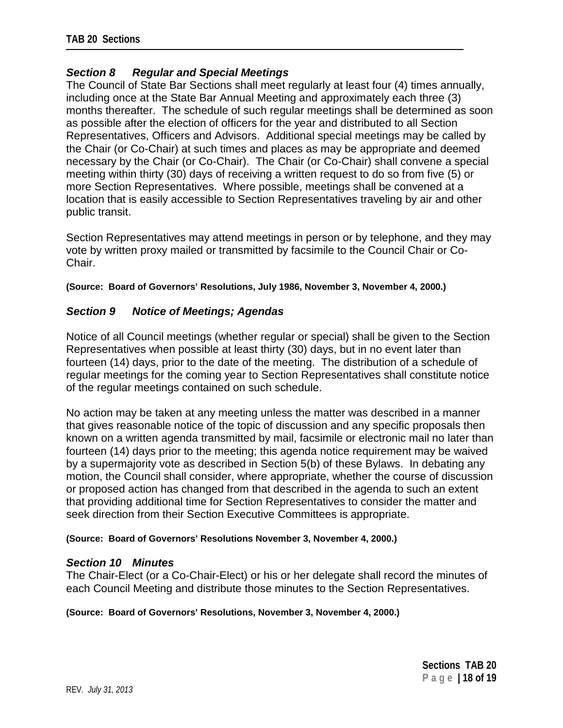### *Section 8 Regular and Special Meetings*

The Council of State Bar Sections shall meet regularly at least four (4) times annually, including once at the State Bar Annual Meeting and approximately each three (3) months thereafter. The schedule of such regular meetings shall be determined as soon as possible after the election of officers for the year and distributed to all Section Representatives, Officers and Advisors. Additional special meetings may be called by the Chair (or Co-Chair) at such times and places as may be appropriate and deemed necessary by the Chair (or Co-Chair). The Chair (or Co-Chair) shall convene a special meeting within thirty (30) days of receiving a written request to do so from five (5) or more Section Representatives. Where possible, meetings shall be convened at a location that is easily accessible to Section Representatives traveling by air and other public transit.

Section Representatives may attend meetings in person or by telephone, and they may vote by written proxy mailed or transmitted by facsimile to the Council Chair or Co-Chair.

**(Source: Board of Governors' Resolutions, July 1986, November 3, November 4, 2000.)**

### *Section 9 Notice of Meetings; Agendas*

Notice of all Council meetings (whether regular or special) shall be given to the Section Representatives when possible at least thirty (30) days, but in no event later than fourteen (14) days, prior to the date of the meeting. The distribution of a schedule of regular meetings for the coming year to Section Representatives shall constitute notice of the regular meetings contained on such schedule.

No action may be taken at any meeting unless the matter was described in a manner that gives reasonable notice of the topic of discussion and any specific proposals then known on a written agenda transmitted by mail, facsimile or electronic mail no later than fourteen (14) days prior to the meeting; this agenda notice requirement may be waived by a supermajority vote as described in Section 5(b) of these Bylaws. In debating any motion, the Council shall consider, where appropriate, whether the course of discussion or proposed action has changed from that described in the agenda to such an extent that providing additional time for Section Representatives to consider the matter and seek direction from their Section Executive Committees is appropriate.

**(Source: Board of Governors' Resolutions November 3, November 4, 2000.)**

### *Section 10 Minutes*

The Chair-Elect (or a Co-Chair-Elect) or his or her delegate shall record the minutes of each Council Meeting and distribute those minutes to the Section Representatives.

**(Source: Board of Governors' Resolutions, November 3, November 4, 2000.)**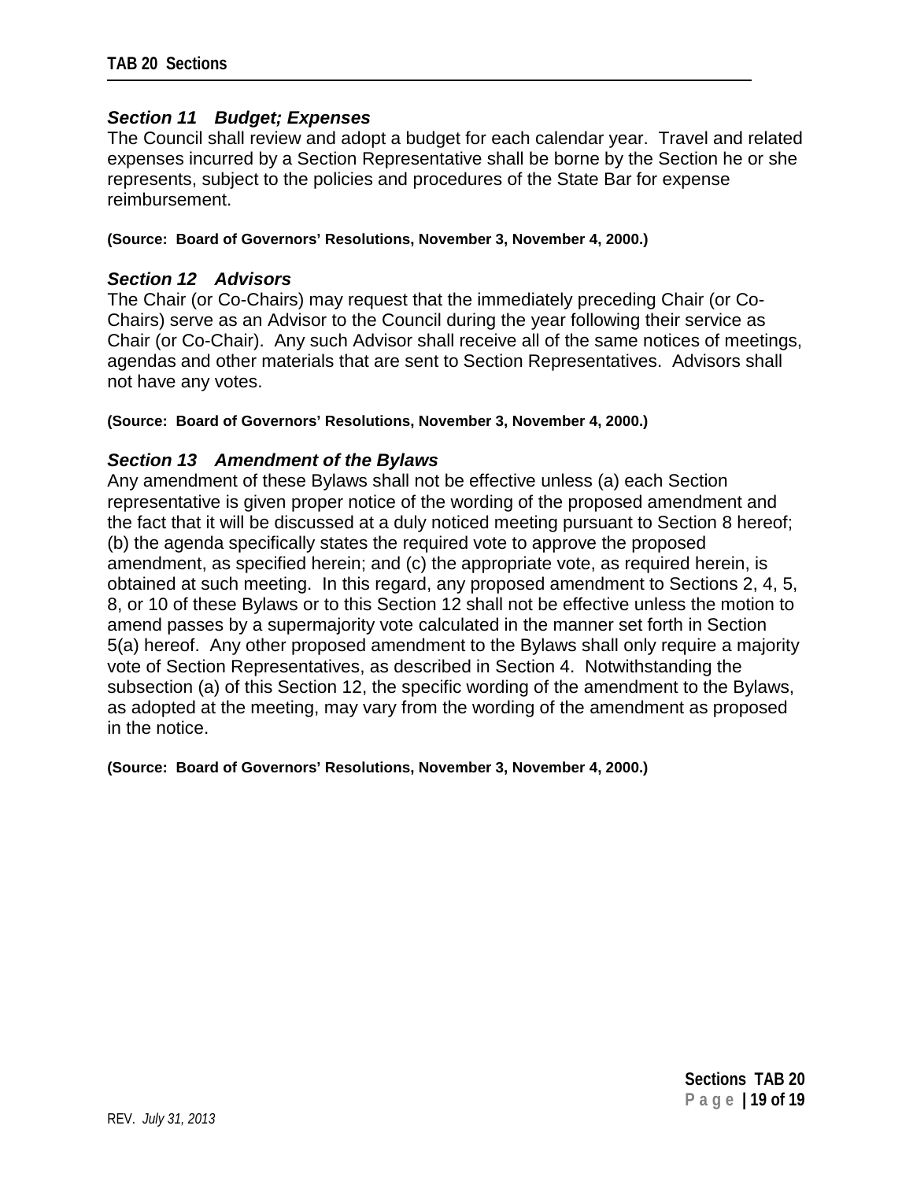### *Section 11 Budget; Expenses*

The Council shall review and adopt a budget for each calendar year. Travel and related expenses incurred by a Section Representative shall be borne by the Section he or she represents, subject to the policies and procedures of the State Bar for expense reimbursement.

**(Source: Board of Governors' Resolutions, November 3, November 4, 2000.)**

### *Section 12 Advisors*

The Chair (or Co-Chairs) may request that the immediately preceding Chair (or Co-Chairs) serve as an Advisor to the Council during the year following their service as Chair (or Co-Chair). Any such Advisor shall receive all of the same notices of meetings, agendas and other materials that are sent to Section Representatives. Advisors shall not have any votes.

**(Source: Board of Governors' Resolutions, November 3, November 4, 2000.)**

### *Section 13 Amendment of the Bylaws*

Any amendment of these Bylaws shall not be effective unless (a) each Section representative is given proper notice of the wording of the proposed amendment and the fact that it will be discussed at a duly noticed meeting pursuant to Section 8 hereof; (b) the agenda specifically states the required vote to approve the proposed amendment, as specified herein; and (c) the appropriate vote, as required herein, is obtained at such meeting. In this regard, any proposed amendment to Sections 2, 4, 5, 8, or 10 of these Bylaws or to this Section 12 shall not be effective unless the motion to amend passes by a supermajority vote calculated in the manner set forth in Section 5(a) hereof. Any other proposed amendment to the Bylaws shall only require a majority vote of Section Representatives, as described in Section 4. Notwithstanding the subsection (a) of this Section 12, the specific wording of the amendment to the Bylaws, as adopted at the meeting, may vary from the wording of the amendment as proposed in the notice.

**(Source: Board of Governors' Resolutions, November 3, November 4, 2000.)**

REV. *July 31, 2013*